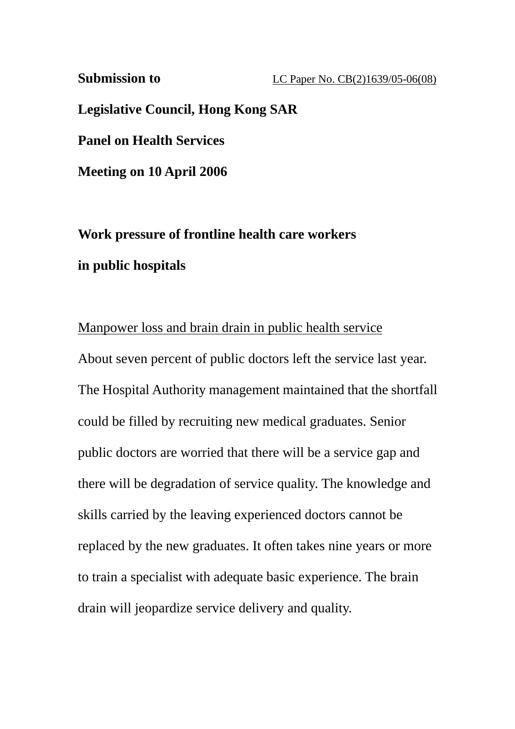**Submission to** LC Paper No. CB(2)1639/05-06(08)

**Legislative Council, Hong Kong SAR**

**Panel on Health Services**

**Meeting on 10 April 2006**

**Work pressure of frontline health care workers in public hospitals**

Manpower loss and brain drain in public health service

About seven percent of public doctors left the service last year. The Hospital Authority management maintained that the shortfall could be filled by recruiting new medical graduates. Senior public doctors are worried that there will be a service gap and there will be degradation of service quality. The knowledge and skills carried by the leaving experienced doctors cannot be replaced by the new graduates. It often takes nine years or more to train a specialist with adequate basic experience. The brain drain will jeopardize service delivery and quality.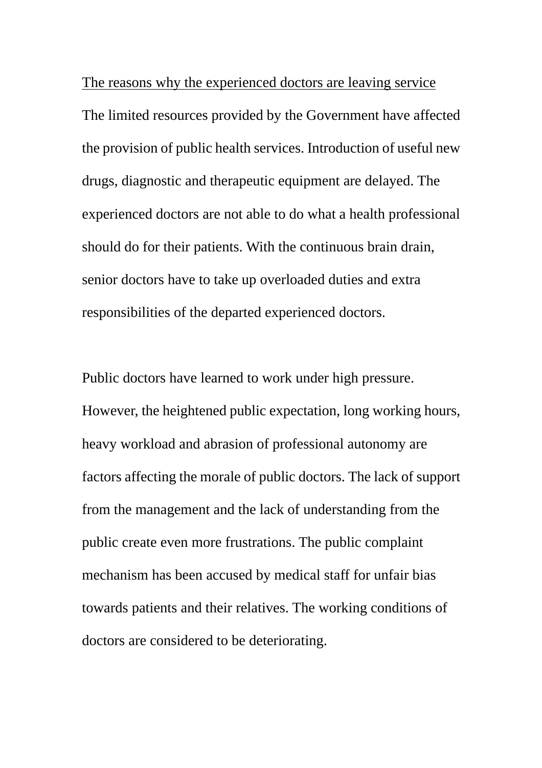<u>The reasons why the experienced doctors are leaving service</u>

The limited resources provided by the Government have affected the provision of public health services. Introduction of useful new drugs, diagnostic and therapeutic equipment are delayed. The experienced doctors are not able to do what a health professional should do for their patients. With the continuous brain drain, senior doctors have to take up overloaded duties and extra responsibilities of the departed experienced doctors.

Public doctors have learned to work under high pressure. However, the heightened public expectation, long working hours, heavy workload and abrasion of professional autonomy are factors affecting the morale of public doctors. The lack of support from the management and the lack of understanding from the public create even more frustrations. The public complaint mechanism has been accused by medical staff for unfair bias towards patients and their relatives. The working conditions of doctors are considered to be deteriorating.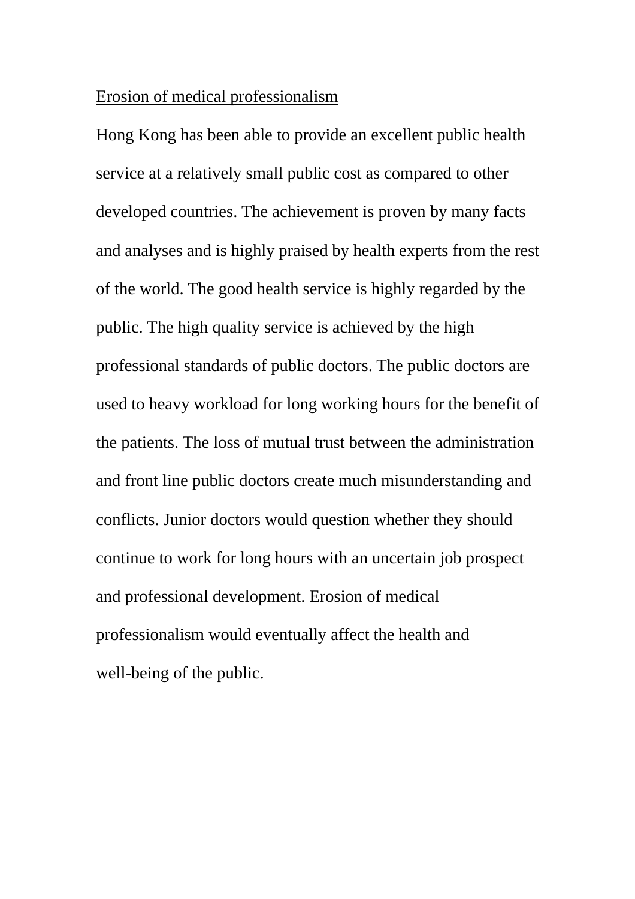Erosion of medical professionalism

Hong Kong has been able to provide an excellent public health service at a relatively small public cost as compared to other developed countries. The achievement is proven by many facts and analyses and is highly praised by health experts from the rest of the world. The good health service is highly regarded by the public. The high quality service is achieved by the high professional standards of public doctors. The public doctors are used to heavy workload for long working hours for the benefit of the patients. The loss of mutual trust between the administration and front line public doctors create much misunderstanding and conflicts. Junior doctors would question whether they should continue to work for long hours with an uncertain job prospect and professional development. Erosion of medical professionalism would eventually affect the health and well-being of the public.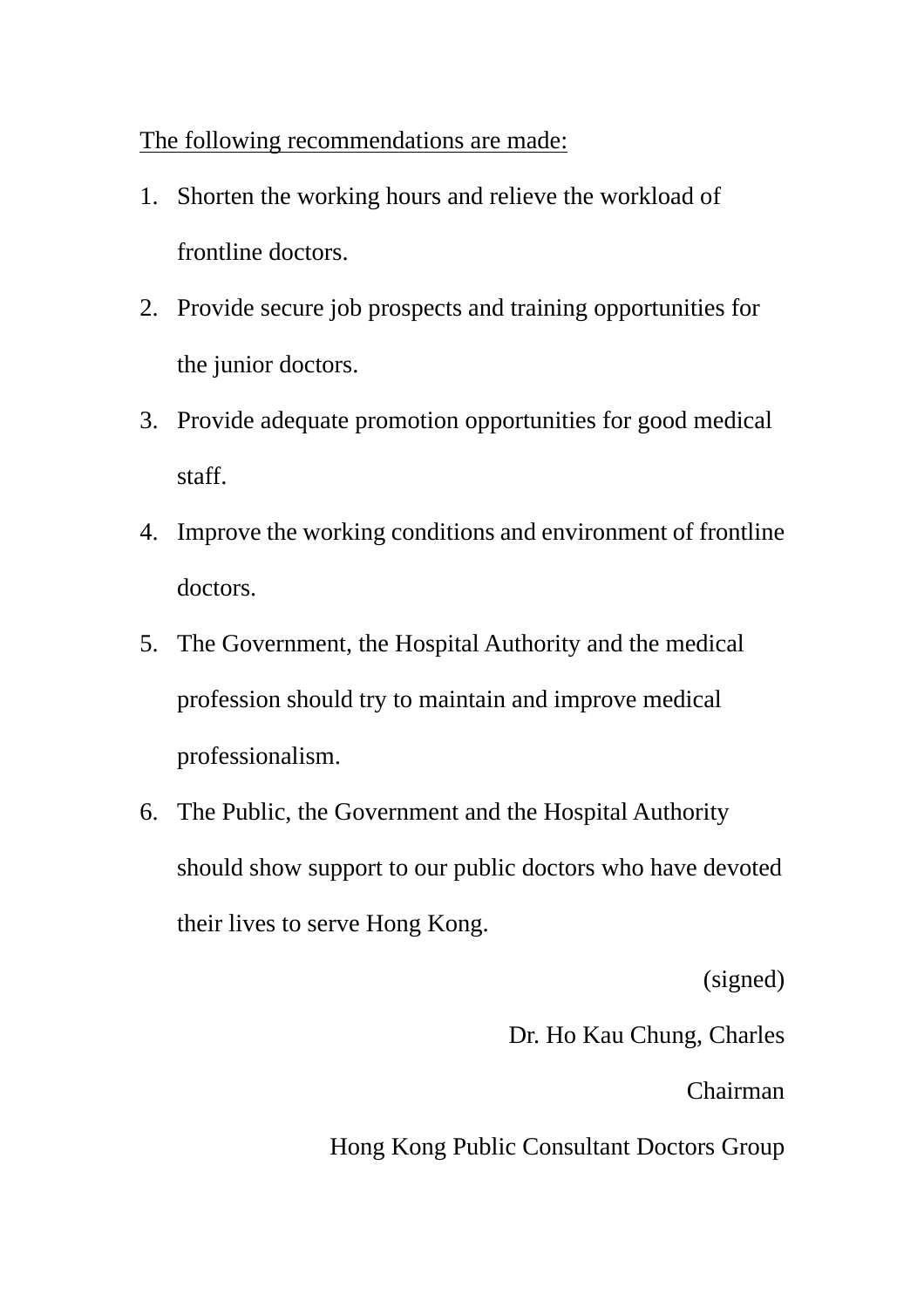<u>The following recommendations are made:</u>

1. Shorten the working hours and relieve the workload of frontline doctors.
2. Provide secure job prospects and training opportunities for the junior doctors.
3. Provide adequate promotion opportunities for good medical staff.
4. Improve the working conditions and environment of frontline doctors.
5. The Government, the Hospital Authority and the medical profession should try to maintain and improve medical professionalism.
6. The Public, the Government and the Hospital Authority should show support to our public doctors who have devoted their lives to serve Hong Kong.

(signed)

Dr. Ho Kau Chung, Charles

Chairman

Hong Kong Public Consultant Doctors Group